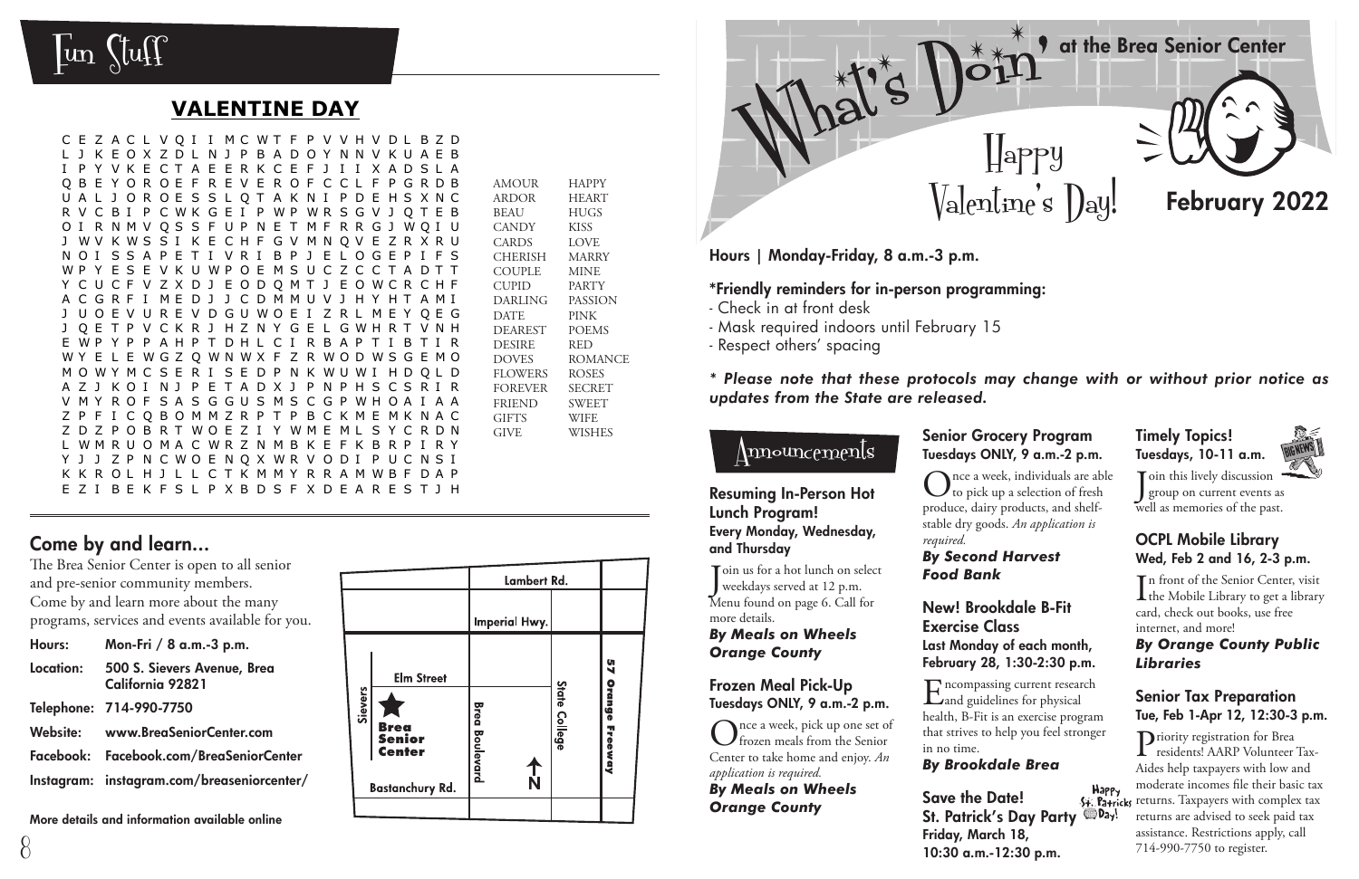# Fun Stuff

## VALENTINE DAY

```
C E Z A C L V Q I I M C W T F P V V H V D L B Z D
L J K E O X Z D L N J P B A D O Y N N V K U A E B
I P Y V K E C T A E E R K C E F J I I X A D S L A
Q B E Y O R O E F R E V E R O F C C L F P G R D B
U A L J O R O E S S L Q T A K N I P D E H S X N C
R V C B I P C W K G E I P W P W R S G V J Q T E B
O I R N M V Q S S F U P N E T M F R R G J W Q I U
J W V K W S S I K E C H F G V M N Q V E Z R X R U
N O I S S A P E T I V R I B P J E L O G E P I F S
W P Y E S E V K U W P O E M S U C Z C C T A D T T
Y C U C F V Z X D J E O D Q M T J E O W C R C H F
A C G R F I M E D J J C D M M U V J H Y H T A M I
J U O E V U R E V D G U W O E I Z R L M E Y Q E G
J Q E T P V C K R J H Z N Y G E L G W H R T V N H
E W P Y P P A H P T D H L C I R B A P T I B T I R
W Y E L E W G Z Q W N W X F Z R W O D W S G E M O
M O W Y M C S E R I S E D P N K W U W I H D Q L D
A Z J K O I N J P E T A D X J P N P H S C S R I R
V M Y R O F S A S G G U S M S C G P W H O A I A A
Z P F I C Q B O M M Z R P T P B C K M E M K N A C
Z D Z P O B R T W O E Z I Y W M E M L S Y C R D N
L W M R U O M A C W R Z N M B K E F K B R P I R Y
Y J J Z P N C W O E N Q X W R V O D I P U C N S I
K K R O L H J L L C T K M M Y R R A M W B F D A P
E Z I B E K F S L P X B D S F X D E A R E S T J H
```

| | |
|---|---|
| AMOUR | HAPPY |
| ARDOR | HEART |
| BEAU | HUGS |
| CANDY | KISS |
| CARDS | LOVE |
| CHERISH | MARRY |
| COUPLE | MINE |
| CUPID | PARTY |
| DARLING | PASSION |
| DATE | PINK |
| DEAREST | POEMS |
| DESIRE | RED |
| DOVES | ROMANCE |
| FLOWERS | ROSES |
| FOREVER | SECRET |
| FRIEND | SWEET |
| GIFTS | WIFE |
| GIVE | WISHES |

## Come by and learn...

The Brea Senior Center is open to all senior and pre-senior community members. Come by and learn more about the many programs, services and events available for you.

| | |
|---|---|
| **Hours:** | **Mon-Fri / 8 a.m.-3 p.m.** |
| **Location:** | **500 S. Sievers Avenue, Brea California 92821** |
| **Telephone:** | **714-990-7750** |
| **Website:** | **www.BreaSeniorCenter.com** |
| **Facebook:** | **Facebook.com/BreaSeniorCenter** |
| **Instagram:** | **instagram.com/breaseniorcenter/** |

Lambert Rd. · Imperial Hwy. · Elm Street · Sievers · Brea Senior Center · Brea Boulevard · State College · 57 Orange Freeway · Bastanchury Rd. · N

**More details and information available online**

# What's Doin' at the Brea Senior Center

## Happy Valentine's Day!

## February 2022

**Hours | Monday-Friday, 8 a.m.-3 p.m.**

**\*Friendly reminders for in-person programming:**

- Check in at front desk
- Mask required indoors until February 15
- Respect others' spacing

***\* Please note that these protocols may change with or without prior notice as updates from the State are released.***

## Announcements

### Resuming In-Person Hot Lunch Program!
**Every Monday, Wednesday, and Thursday**

Join us for a hot lunch on select weekdays served at 12 p.m. Menu found on page 6. Call for more details.

***By Meals on Wheels Orange County***

### Frozen Meal Pick-Up
**Tuesdays ONLY, 9 a.m.-2 p.m.**

Once a week, pick up one set of frozen meals from the Senior Center to take home and enjoy. *An application is required.*

***By Meals on Wheels Orange County***

### Senior Grocery Program
**Tuesdays ONLY, 9 a.m.-2 p.m.**

Once a week, individuals are able to pick up a selection of fresh produce, dairy products, and shelf-stable dry goods. *An application is required.*

***By Second Harvest Food Bank***

### New! Brookdale B-Fit Exercise Class
**Last Monday of each month, February 28, 1:30-2:30 p.m.**

Encompassing current research and guidelines for physical health, B-Fit is an exercise program that strives to help you feel stronger in no time.

***By Brookdale Brea***

### Save the Date! St. Patrick's Day Party
**Friday, March 18, 10:30 a.m.-12:30 p.m.**

Happy St. Patrick's Day!

### Timely Topics!
**Tuesdays, 10-11 a.m.**

Join this lively discussion group on current events as well as memories of the past.

### OCPL Mobile Library
**Wed, Feb 2 and 16, 2-3 p.m.**

In front of the Senior Center, visit the Mobile Library to get a library card, check out books, use free internet, and more!

***By Orange County Public Libraries***

### Senior Tax Preparation
**Tue, Feb 1-Apr 12, 12:30-3 p.m.**

Priority registration for Brea residents! AARP Volunteer Tax-Aides help taxpayers with low and moderate incomes file their basic tax returns. Taxpayers with complex tax returns are advised to seek paid tax assistance. Restrictions apply, call 714-990-7750 to register.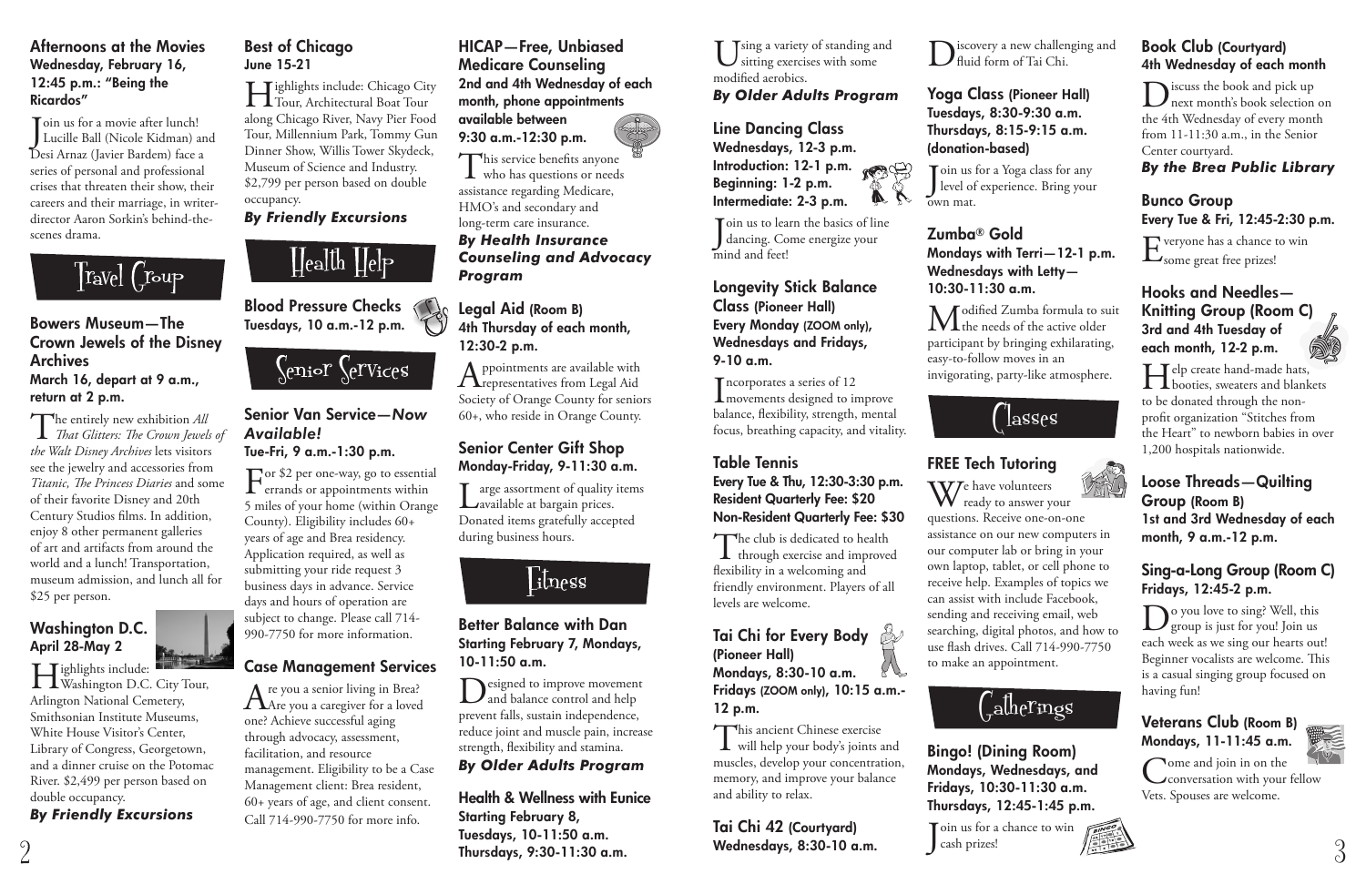### Afternoons at the Movies

**Wednesday, February 16, 12:45 p.m.: "Being the Ricardos"**

Join us for a movie after lunch! Lucille Ball (Nicole Kidman) and Desi Arnaz (Javier Bardem) face a series of personal and professional crises that threaten their show, their careers and their marriage, in writer-director Aaron Sorkin's behind-the-scenes drama.

## Travel Group

### Bowers Museum—The Crown Jewels of the Disney Archives

**March 16, depart at 9 a.m., return at 2 p.m.**

The entirely new exhibition *All That Glitters: The Crown Jewels of the Walt Disney Archives* lets visitors see the jewelry and accessories from *Titanic, The Princess Diaries* and some of their favorite Disney and 20th Century Studios films. In addition, enjoy 8 other permanent galleries of art and artifacts from around the world and a lunch! Transportation, museum admission, and lunch all for $25 per person.

### Washington D.C.

**April 28-May 2**

Highlights include: Washington D.C. City Tour, Arlington National Cemetery, Smithsonian Institute Museums, White House Visitor's Center, Library of Congress, Georgetown, and a dinner cruise on the Potomac River. $2,499 per person based on double occupancy.

***By Friendly Excursions***

### Best of Chicago

**June 15-21**

Highlights include: Chicago City Tour, Architectural Boat Tour along Chicago River, Navy Pier Food Tour, Millennium Park, Tommy Gun Dinner Show, Willis Tower Skydeck, Museum of Science and Industry. $2,799 per person based on double occupancy.

***By Friendly Excursions***

## Health Help

### Blood Pressure Checks

**Tuesdays, 10 a.m.-12 p.m.**

## Senior Services

### Senior Van Service—*Now Available!*

**Tue-Fri, 9 a.m.-1:30 p.m.**

For $2 per one-way, go to essential errands or appointments within 5 miles of your home (within Orange County). Eligibility includes 60+ years of age and Brea residency. Application required, as well as submitting your ride request 3 business days in advance. Service days and hours of operation are subject to change. Please call 714-990-7750 for more information.

### Case Management Services

Are you a senior living in Brea? Are you a caregiver for a loved one? Achieve successful aging through advocacy, assessment, facilitation, and resource management. Eligibility to be a Case Management client: Brea resident, 60+ years of age, and client consent. Call 714-990-7750 for more info.

### HICAP—Free, Unbiased Medicare Counseling

**2nd and 4th Wednesday of each month, phone appointments available between 9:30 a.m.-12:30 p.m.**

This service benefits anyone who has questions or needs assistance regarding Medicare, HMO's and secondary and long-term care insurance.

***By Health Insurance Counseling and Advocacy Program***

### Legal Aid (Room B)

**4th Thursday of each month, 12:30-2 p.m.**

Appointments are available with representatives from Legal Aid Society of Orange County for seniors 60+, who reside in Orange County.

### Senior Center Gift Shop

**Monday-Friday, 9-11:30 a.m.**

Large assortment of quality items available at bargain prices. Donated items gratefully accepted during business hours.

## Fitness

### Better Balance with Dan

**Starting February 7, Mondays, 10-11:50 a.m.**

Designed to improve movement and balance control and help prevent falls, sustain independence, reduce joint and muscle pain, increase strength, flexibility and stamina.

***By Older Adults Program***

### Health & Wellness with Eunice

**Starting February 8, Tuesdays, 10-11:50 a.m. Thursdays, 9:30-11:30 a.m.**

Using a variety of standing and sitting exercises with some modified aerobics.

***By Older Adults Program***

### Line Dancing Class

**Wednesdays, 12-3 p.m.**
**Introduction: 12-1 p.m.**
**Beginning: 1-2 p.m.**
**Intermediate: 2-3 p.m.**

Join us to learn the basics of line dancing. Come energize your mind and feet!

### Longevity Stick Balance Class (Pioneer Hall)

**Every Monday (ZOOM only), Wednesdays and Fridays, 9-10 a.m.**

Incorporates a series of 12 movements designed to improve balance, flexibility, strength, mental focus, breathing capacity, and vitality.

### Table Tennis

**Every Tue & Thu, 12:30-3:30 p.m.**
**Resident Quarterly Fee: $20**
**Non-Resident Quarterly Fee: $30**

The club is dedicated to health through exercise and improved flexibility in a welcoming and friendly environment. Players of all levels are welcome.

### Tai Chi for Every Body (Pioneer Hall)

**Mondays, 8:30-10 a.m.**
**Fridays (ZOOM only), 10:15 a.m.-12 p.m.**

This ancient Chinese exercise will help your body's joints and muscles, develop your concentration, memory, and improve your balance and ability to relax.

### Tai Chi 42 (Courtyard)

**Wednesdays, 8:30-10 a.m.**

Discovery a new challenging and fluid form of Tai Chi.

### Yoga Class (Pioneer Hall)

**Tuesdays, 8:30-9:30 a.m.**
**Thursdays, 8:15-9:15 a.m. (donation-based)**

Join us for a Yoga class for any level of experience. Bring your own mat.

### Zumba® Gold

**Mondays with Terri—12-1 p.m.**
**Wednesdays with Letty—10:30-11:30 a.m.**

Modified Zumba formula to suit the needs of the active older participant by bringing exhilarating, easy-to-follow moves in an invigorating, party-like atmosphere.

## Classes

### FREE Tech Tutoring

We have volunteers ready to answer your questions. Receive one-on-one assistance on our new computers in our computer lab or bring in your own laptop, tablet, or cell phone to receive help. Examples of topics we can assist with include Facebook, sending and receiving email, web searching, digital photos, and how to use flash drives. Call 714-990-7750 to make an appointment.

## Gatherings

### Bingo! (Dining Room)

**Mondays, Wednesdays, and Fridays, 10:30-11:30 a.m.**
**Thursdays, 12:45-1:45 p.m.**

Join us for a chance to win cash prizes!

### Book Club (Courtyard)

**4th Wednesday of each month**

Discuss the book and pick up next month's book selection on the 4th Wednesday of every month from 11-11:30 a.m., in the Senior Center courtyard.

***By the Brea Public Library***

### Bunco Group

**Every Tue & Fri, 12:45-2:30 p.m.**

Everyone has a chance to win some great free prizes!

### Hooks and Needles—Knitting Group (Room C)

**3rd and 4th Tuesday of each month, 12-2 p.m.**

Help create hand-made hats, booties, sweaters and blankets to be donated through the non-profit organization "Stitches from the Heart" to newborn babies in over 1,200 hospitals nationwide.

### Loose Threads—Quilting Group (Room B)

**1st and 3rd Wednesday of each month, 9 a.m.-12 p.m.**

### Sing-a-Long Group (Room C)

**Fridays, 12:45-2 p.m.**

Do you love to sing? Well, this group is just for you! Join us each week as we sing our hearts out! Beginner vocalists are welcome. This is a casual singing group focused on having fun!

### Veterans Club (Room B)

**Mondays, 11-11:45 a.m.**

Come and join in on the conversation with your fellow Vets. Spouses are welcome.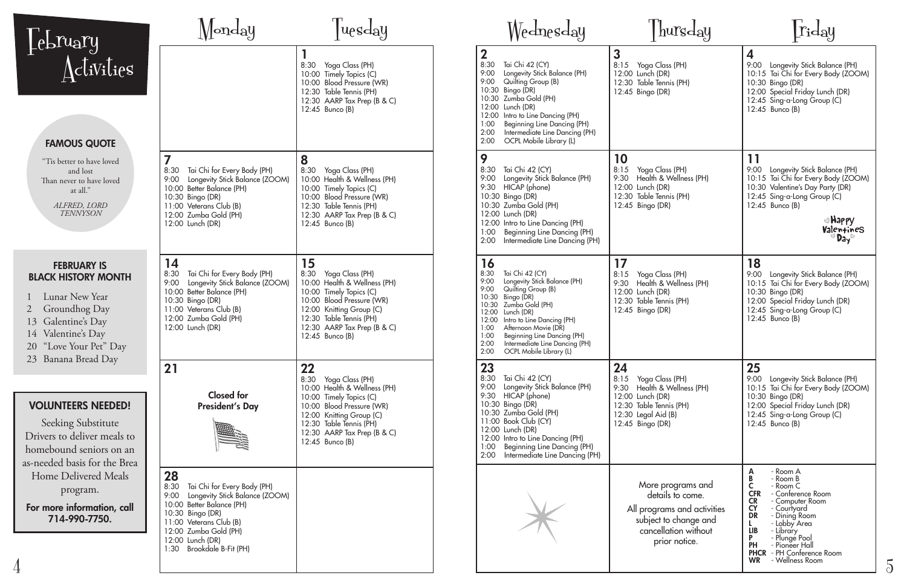# February Activities

## FAMOUS QUOTE

"Tis better to have loved and lost Than never to have loved at all."

*ALFRED, LORD TENNYSON*

## FEBRUARY IS BLACK HISTORY MONTH

1 Lunar New Year
2 Groundhog Day
13 Galentine's Day
14 Valentine's Day
20 "Love Your Pet" Day
23 Banana Bread Day

## VOLUNTEERS NEEDED!

Seeking Substitute Drivers to deliver meals to homebound seniors on an as-needed basis for the Brea Home Delivered Meals program.

**For more information, call 714-990-7750.**

| Monday | Tuesday | Wednesday | Thursday | Friday |
|---|---|---|---|---|
| | **1**<br>8:30 Yoga Class (PH)<br>10:00 Timely Topics (C)<br>10:00 Blood Pressure (WR)<br>12:30 Table Tennis (PH)<br>12:30 AARP Tax Prep (B & C)<br>12:45 Bunco (B) | **2**<br>8:30 Tai Chi 42 (CY)<br>9:00 Longevity Stick Balance (PH)<br>9:00 Quilting Group (B)<br>10:30 Bingo (DR)<br>10:30 Zumba Gold (PH)<br>12:00 Lunch (DR)<br>12:00 Intro to Line Dancing (PH)<br>1:00 Beginning Line Dancing (PH)<br>2:00 Intermediate Line Dancing (PH)<br>2:00 OCPL Mobile Library (L) | **3**<br>8:15 Yoga Class (PH)<br>12:00 Lunch (DR)<br>12:30 Table Tennis (PH)<br>12:45 Bingo (DR) | **4**<br>9:00 Longevity Stick Balance (PH)<br>10:15 Tai Chi for Every Body (ZOOM)<br>10:30 Bingo (DR)<br>12:00 Special Friday Lunch (DR)<br>12:45 Sing-a-Long Group (C)<br>12:45 Bunco (B) |
| **7**<br>8:30 Tai Chi for Every Body (PH)<br>9:00 Longevity Stick Balance (ZOOM)<br>10:00 Better Balance (PH)<br>10:30 Bingo (DR)<br>11:00 Veterans Club (B)<br>12:00 Zumba Gold (PH)<br>12:00 Lunch (DR) | **8**<br>8:30 Yoga Class (PH)<br>10:00 Health & Wellness (PH)<br>10:00 Timely Topics (C)<br>10:00 Blood Pressure (WR)<br>12:30 Table Tennis (PH)<br>12:30 AARP Tax Prep (B & C)<br>12:45 Bunco (B) | **9**<br>8:30 Tai Chi 42 (CY)<br>9:00 Longevity Stick Balance (PH)<br>9:30 HICAP (phone)<br>10:30 Bingo (DR)<br>10:30 Zumba Gold (PH)<br>12:00 Lunch (DR)<br>12:00 Intro to Line Dancing (PH)<br>1:00 Beginning Line Dancing (PH)<br>2:00 Intermediate Line Dancing (PH) | **10**<br>8:15 Yoga Class (PH)<br>9:30 Health & Wellness (PH)<br>12:00 Lunch (DR)<br>12:30 Table Tennis (PH)<br>12:45 Bingo (DR) | **11**<br>9:00 Longevity Stick Balance (PH)<br>10:15 Tai Chi for Every Body (ZOOM)<br>10:30 Valentine's Day Party (DR)<br>12:45 Sing-a-Long Group (C)<br>12:45 Bunco (B)<br>Happy Valentines Day |
| **14**<br>8:30 Tai Chi for Every Body (PH)<br>9:00 Longevity Stick Balance (ZOOM)<br>10:00 Better Balance (PH)<br>10:30 Bingo (DR)<br>11:00 Veterans Club (B)<br>12:00 Zumba Gold (PH)<br>12:00 Lunch (DR) | **15**<br>8:30 Yoga Class (PH)<br>10:00 Health & Wellness (PH)<br>10:00 Timely Topics (C)<br>10:00 Blood Pressure (WR)<br>12:00 Knitting Group (C)<br>12:30 Table Tennis (PH)<br>12:30 AARP Tax Prep (B & C)<br>12:45 Bunco (B) | **16**<br>8:30 Tai Chi 42 (CY)<br>9:00 Longevity Stick Balance (PH)<br>9:00 Quilting Group (B)<br>10:30 Bingo (DR)<br>10:30 Zumba Gold (PH)<br>12:00 Lunch (DR)<br>12:00 Intro to Line Dancing (PH)<br>1:00 Afternoon Movie (DR)<br>1:00 Beginning Line Dancing (PH)<br>2:00 Intermediate Line Dancing (PH)<br>2:00 OCPL Mobile Library (L) | **17**<br>8:15 Yoga Class (PH)<br>9:30 Health & Wellness (PH)<br>12:00 Lunch (DR)<br>12:30 Table Tennis (PH)<br>12:45 Bingo (DR) | **18**<br>9:00 Longevity Stick Balance (PH)<br>10:15 Tai Chi for Every Body (ZOOM)<br>10:30 Bingo (DR)<br>12:00 Special Friday Lunch (DR)<br>12:45 Sing-a-Long Group (C)<br>12:45 Bunco (B) |
| **21**<br>**Closed for President's Day** | **22**<br>8:30 Yoga Class (PH)<br>10:00 Health & Wellness (PH)<br>10:00 Timely Topics (C)<br>10:00 Blood Pressure (WR)<br>12:00 Knitting Group (C)<br>12:30 Table Tennis (PH)<br>12:30 AARP Tax Prep (B & C)<br>12:45 Bunco (B) | **23**<br>8:30 Tai Chi 42 (CY)<br>9:00 Longevity Stick Balance (PH)<br>9:30 HICAP (phone)<br>10:30 Bingo (DR)<br>10:30 Zumba Gold (PH)<br>11:00 Book Club (CY)<br>12:00 Lunch (DR)<br>12:00 Intro to Line Dancing (PH)<br>1:00 Beginning Line Dancing (PH)<br>2:00 Intermediate Line Dancing (PH) | **24**<br>8:15 Yoga Class (PH)<br>9:30 Health & Wellness (PH)<br>12:00 Lunch (DR)<br>12:30 Table Tennis (PH)<br>12:30 Legal Aid (B)<br>12:45 Bingo (DR) | **25**<br>9:00 Longevity Stick Balance (PH)<br>10:15 Tai Chi for Every Body (ZOOM)<br>10:30 Bingo (DR)<br>12:00 Special Friday Lunch (DR)<br>12:45 Sing-a-Long Group (C)<br>12:45 Bunco (B) |
| **28**<br>8:30 Tai Chi for Every Body (PH)<br>9:00 Longevity Stick Balance (ZOOM)<br>10:00 Better Balance (PH)<br>10:30 Bingo (DR)<br>11:00 Veterans Club (B)<br>12:00 Zumba Gold (PH)<br>12:00 Lunch (DR)<br>1:30 Brookdale B-Fit (PH) | | | More programs and details to come.<br><br>All programs and activities subject to change and cancellation without prior notice. | **A** - Room A<br>**B** - Room B<br>**C** - Room C<br>**CFR** - Conference Room<br>**CR** - Computer Room<br>**CY** - Courtyard<br>**DR** - Dining Room<br>**L** - Lobby Area<br>**LIB** - Library<br>**P** - Plunge Pool<br>**PH** - Pioneer Hall<br>**PHCR** - PH Conference Room<br>**WR** - Wellness Room |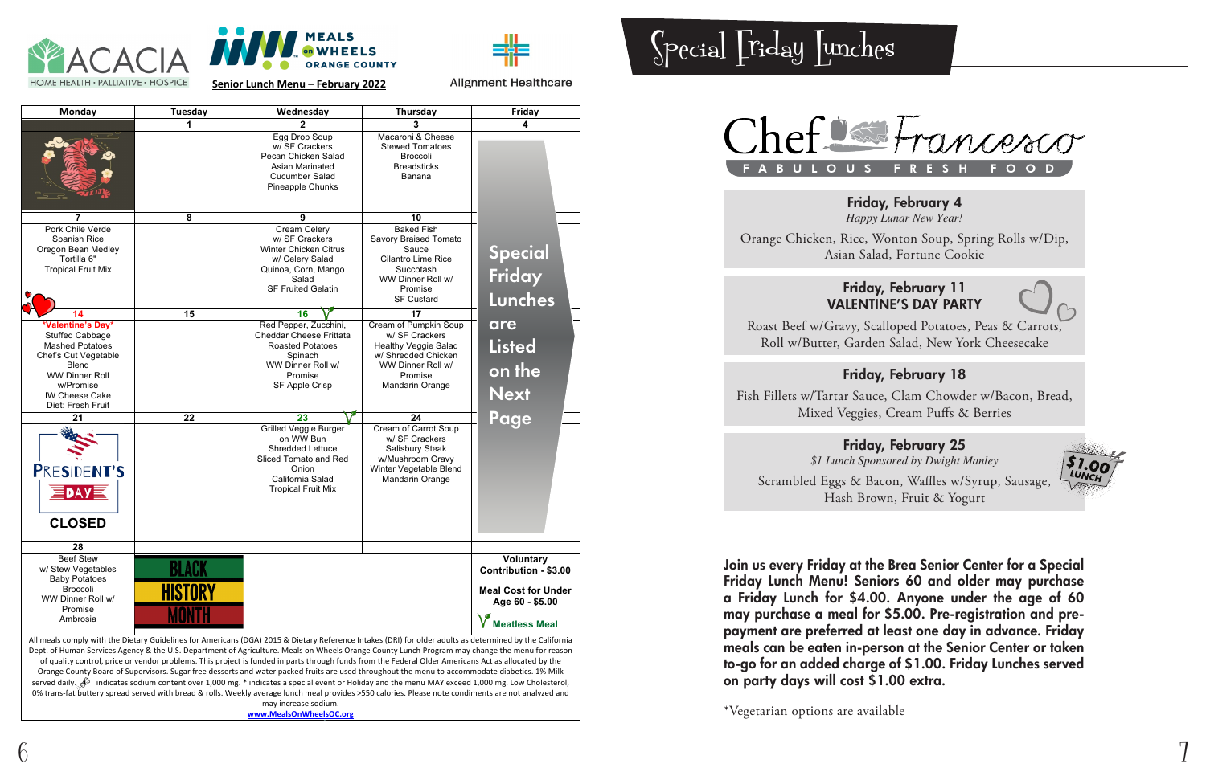ACACIA
HOME HEALTH · PALLIATIVE · HOSPICE

MEALS on WHEELS ORANGE COUNTY

Alignment Healthcare

## Senior Lunch Menu – February 2022

| Monday | Tuesday | Wednesday | Thursday | Friday |
|---|---|---|---|---|
| | 1 | 2 | 3 | 4 |
| | | Egg Drop Soup w/ SF Crackers Pecan Chicken Salad Asian Marinated Cucumber Salad Pineapple Chunks | Macaroni & Cheese Stewed Tomatoes Broccoli Breadsticks Banana | Special Friday Lunches are Listed on the Next Page |
| 7 | 8 | 9 | 10 | |
| Pork Chile Verde Spanish Rice Oregon Bean Medley Tortilla 6" Tropical Fruit Mix | | Cream Celery w/ SF Crackers Winter Chicken Citrus w/ Celery Salad Quinoa, Corn, Mango Salad SF Fruited Gelatin | Baked Fish Savory Braised Tomato Sauce Cilantro Lime Rice Succotash WW Dinner Roll w/ Promise SF Custard | |
| 14 | 15 | 16 | 17 | |
| *Valentine's Day* Stuffed Cabbage Mashed Potatoes Chef's Cut Vegetable Blend WW Dinner Roll w/Promise IW Cheese Cake Diet: Fresh Fruit | | Red Pepper, Zucchini, Cheddar Cheese Frittata Roasted Potatoes Spinach WW Dinner Roll w/ Promise SF Apple Crisp | Cream of Pumpkin Soup w/ SF Crackers Healthy Veggie Salad w/ Shredded Chicken WW Dinner Roll w/ Promise Mandarin Orange | |
| 21 | 22 | 23 | 24 | |
| PRESIDENT'S DAY CLOSED | | Grilled Veggie Burger on WW Bun Shredded Lettuce Sliced Tomato and Red Onion California Salad Tropical Fruit Mix | Cream of Carrot Soup w/ SF Crackers Salisbury Steak w/Mushroom Gravy Winter Vegetable Blend Mandarin Orange | |
| 28 | | | | |
| Beef Stew w/ Stew Vegetables Baby Potatoes Broccoli WW Dinner Roll w/ Promise Ambrosia | BLACK HISTORY MONTH | | | Voluntary Contribution - $3.00 Meal Cost for Under Age 60 - $5.00 Meatless Meal |

All meals comply with the Dietary Guidelines for Americans (DGA) 2015 & Dietary Reference Intakes (DRI) for older adults as determined by the California Dept. of Human Services Agency & the U.S. Department of Agriculture. Meals on Wheels Orange County Lunch Program may change the menu for reason of quality control, price or vendor problems. This project is funded in parts through funds from the Federal Older Americans Act as allocated by the Orange County Board of Supervisors. Sugar free desserts and water packed fruits are used throughout the menu to accommodate diabetics. 1% Milk served daily. indicates sodium content over 1,000 mg. * indicates a special event or Holiday and the menu MAY exceed 1,000 mg. Low Cholesterol, 0% trans-fat buttery spread served with bread & rolls. Weekly average lunch meal provides >550 calories. Please note condiments are not analyzed and may increase sodium.

www.MealsOnWheelsOC.org

# Special Friday Lunches

Chef Francesco
FABULOUS FRESH FOOD

### Friday, February 4
*Happy Lunar New Year!*

Orange Chicken, Rice, Wonton Soup, Spring Rolls w/Dip, Asian Salad, Fortune Cookie

### Friday, February 11
### VALENTINE'S DAY PARTY

Roast Beef w/Gravy, Scalloped Potatoes, Peas & Carrots, Roll w/Butter, Garden Salad, New York Cheesecake

### Friday, February 18

Fish Fillets w/Tartar Sauce, Clam Chowder w/Bacon, Bread, Mixed Veggies, Cream Puffs & Berries

### Friday, February 25
*$1 Lunch Sponsored by Dwight Manley*

Scrambled Eggs & Bacon, Waffles w/Syrup, Sausage, Hash Brown, Fruit & Yogurt

$1.00 LUNCH

**Join us every Friday at the Brea Senior Center for a Special Friday Lunch Menu! Seniors 60 and older may purchase a Friday Lunch for $4.00. Anyone under the age of 60 may purchase a meal for $5.00. Pre-registration and pre-payment are preferred at least one day in advance. Friday meals can be eaten in-person at the Senior Center or taken to-go for an added charge of $1.00. Friday Lunches served on party days will cost $1.00 extra.**

*Vegetarian options are available